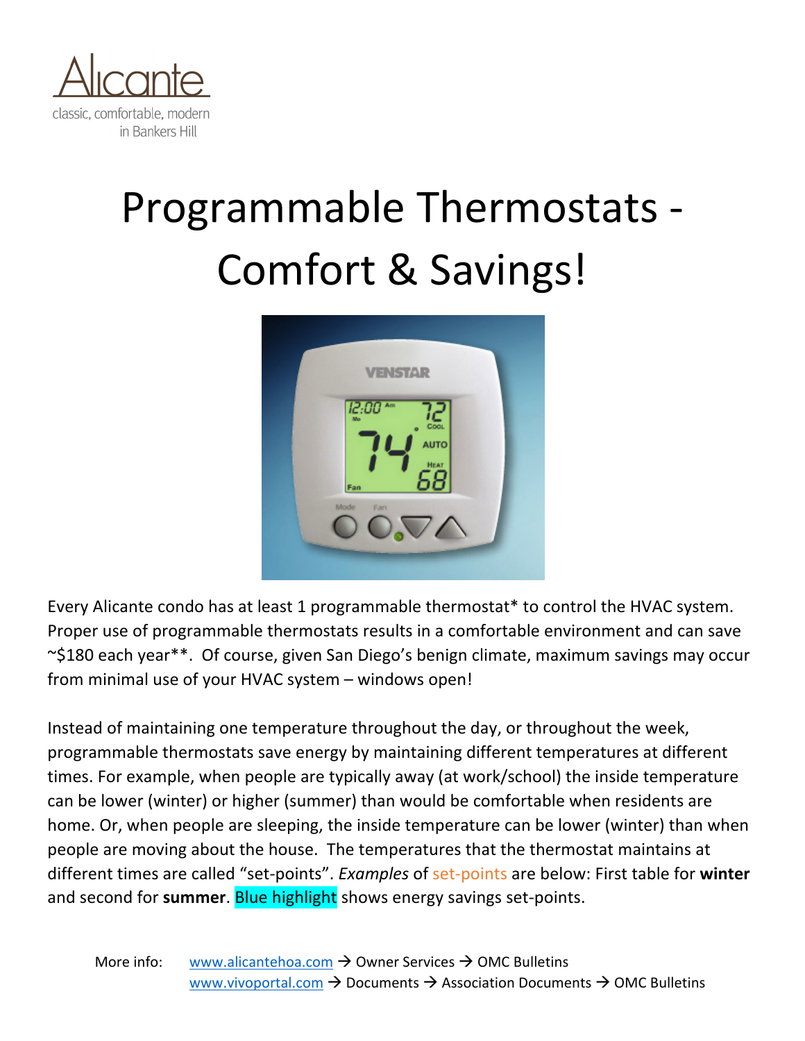Alicante
classic, comfortable, modern
in Bankers Hill

# Programmable Thermostats - Comfort & Savings!

Every Alicante condo has at least 1 programmable thermostat* to control the HVAC system. Proper use of programmable thermostats results in a comfortable environment and can save ~$180 each year**. Of course, given San Diego's benign climate, maximum savings may occur from minimal use of your HVAC system – windows open!

Instead of maintaining one temperature throughout the day, or throughout the week, programmable thermostats save energy by maintaining different temperatures at different times. For example, when people are typically away (at work/school) the inside temperature can be lower (winter) or higher (summer) than would be comfortable when residents are home. Or, when people are sleeping, the inside temperature can be lower (winter) than when people are moving about the house. The temperatures that the thermostat maintains at different times are called "set-points". *Examples* of set-points are below: First table for **winter** and second for **summer**. Blue highlight shows energy savings set-points.

More info: www.alicantehoa.com → Owner Services → OMC Bulletins
www.vivoportal.com → Documents → Association Documents → OMC Bulletins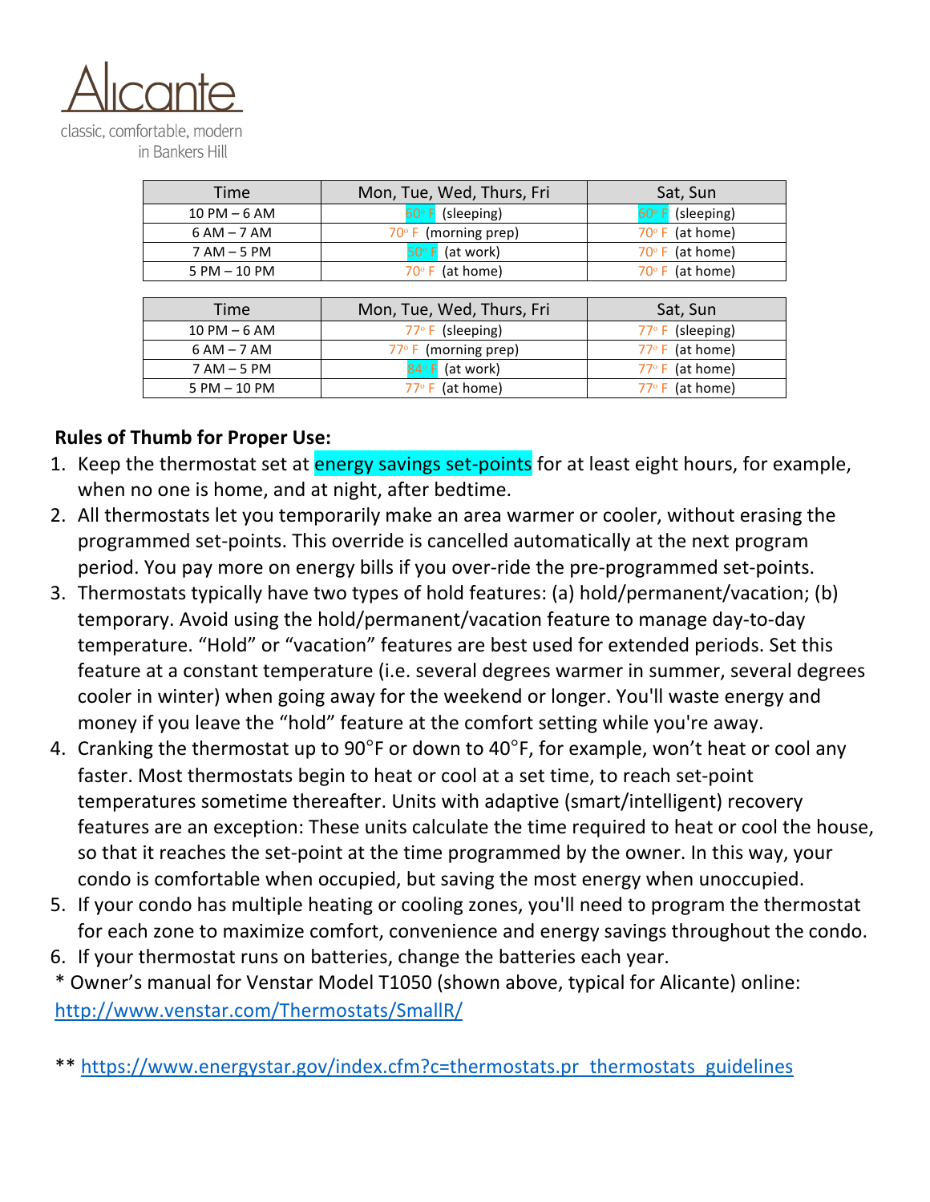Alicante

classic, comfortable, modern
in Bankers Hill

| Time | Mon, Tue, Wed, Thurs, Fri | Sat, Sun |
|---|---|---|
| 10 PM – 6 AM | 60° F (sleeping) | 60° F (sleeping) |
| 6 AM – 7 AM | 70° F (morning prep) | 70° F (at home) |
| 7 AM – 5 PM | 50° F (at work) | 70° F (at home) |
| 5 PM – 10 PM | 70° F (at home) | 70° F (at home) |

| Time | Mon, Tue, Wed, Thurs, Fri | Sat, Sun |
|---|---|---|
| 10 PM – 6 AM | 77° F (sleeping) | 77° F (sleeping) |
| 6 AM – 7 AM | 77° F (morning prep) | 77° F (at home) |
| 7 AM – 5 PM | 84° F (at work) | 77° F (at home) |
| 5 PM – 10 PM | 77° F (at home) | 77° F (at home) |

**Rules of Thumb for Proper Use:**

1. Keep the thermostat set at energy savings set-points for at least eight hours, for example, when no one is home, and at night, after bedtime.
2. All thermostats let you temporarily make an area warmer or cooler, without erasing the programmed set-points. This override is cancelled automatically at the next program period. You pay more on energy bills if you over-ride the pre-programmed set-points.
3. Thermostats typically have two types of hold features: (a) hold/permanent/vacation; (b) temporary. Avoid using the hold/permanent/vacation feature to manage day-to-day temperature. "Hold" or "vacation" features are best used for extended periods. Set this feature at a constant temperature (i.e. several degrees warmer in summer, several degrees cooler in winter) when going away for the weekend or longer. You'll waste energy and money if you leave the "hold" feature at the comfort setting while you're away.
4. Cranking the thermostat up to 90°F or down to 40°F, for example, won't heat or cool any faster. Most thermostats begin to heat or cool at a set time, to reach set-point temperatures sometime thereafter. Units with adaptive (smart/intelligent) recovery features are an exception: These units calculate the time required to heat or cool the house, so that it reaches the set-point at the time programmed by the owner. In this way, your condo is comfortable when occupied, but saving the most energy when unoccupied.
5. If your condo has multiple heating or cooling zones, you'll need to program the thermostat for each zone to maximize comfort, convenience and energy savings throughout the condo.
6. If your thermostat runs on batteries, change the batteries each year.

\* Owner's manual for Venstar Model T1050 (shown above, typical for Alicante) online: http://www.venstar.com/Thermostats/SmallR/

\** https://www.energystar.gov/index.cfm?c=thermostats.pr_thermostats_guidelines